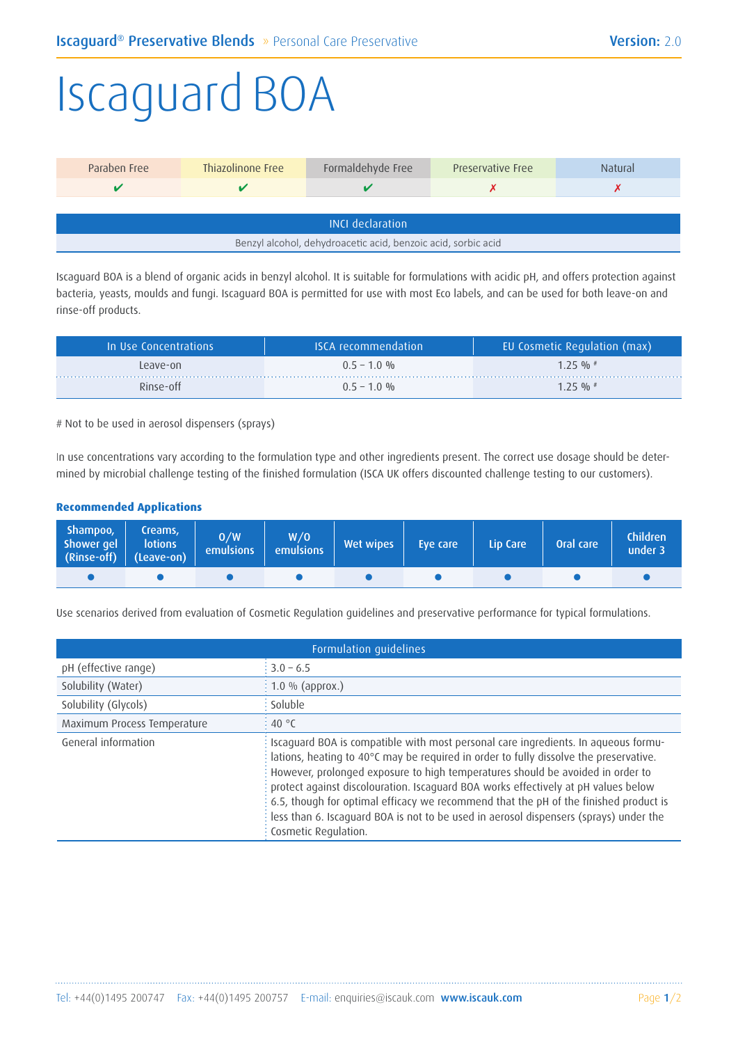Iscaguard® Preservative Blends » Personal Care Preservative — Version: 2.0

# Iscaguard BOA

| Paraben Free | Thiazolinone Free | Formaldehyde Free | Preservative Free | Natural |
|---|---|---|---|---|
| ✔ | ✔ | ✔ | ✗ | ✗ |

| INCI declaration |
|---|
| Benzyl alcohol, dehydroacetic acid, benzoic acid, sorbic acid |

Iscaguard BOA is a blend of organic acids in benzyl alcohol. It is suitable for formulations with acidic pH, and offers protection against bacteria, yeasts, moulds and fungi. Iscaguard BOA is permitted for use with most Eco labels, and can be used for both leave-on and rinse-off products.

| In Use Concentrations | ISCA recommendation | EU Cosmetic Regulation (max) |
|---|---|---|
| Leave-on | 0.5 – 1.0 % | 1.25 % # |
| Rinse-off | 0.5 – 1.0 % | 1.25 % # |

# Not to be used in aerosol dispensers (sprays)

In use concentrations vary according to the formulation type and other ingredients present. The correct use dosage should be determined by microbial challenge testing of the finished formulation (ISCA UK offers discounted challenge testing to our customers).

### Recommended Applications

| Shampoo, Shower gel (Rinse-off) | Creams, lotions (Leave-on) | O/W emulsions | W/O emulsions | Wet wipes | Eye care | Lip Care | Oral care | Children under 3 |
|---|---|---|---|---|---|---|---|---|
| ● | ● | ● | ● | ● | ● | ● | ● | ● |

Use scenarios derived from evaluation of Cosmetic Regulation guidelines and preservative performance for typical formulations.

| Formulation guidelines | |
|---|---|
| pH (effective range) | 3.0 – 6.5 |
| Solubility (Water) | 1.0 % (approx.) |
| Solubility (Glycols) | Soluble |
| Maximum Process Temperature | 40 °C |
| General information | Iscaguard BOA is compatible with most personal care ingredients. In aqueous formulations, heating to 40°C may be required in order to fully dissolve the preservative. However, prolonged exposure to high temperatures should be avoided in order to protect against discolouration. Iscaguard BOA works effectively at pH values below 6.5, though for optimal efficacy we recommend that the pH of the finished product is less than 6. Iscaguard BOA is not to be used in aerosol dispensers (sprays) under the Cosmetic Regulation. |

Tel: +44(0)1495 200747 Fax: +44(0)1495 200757 E-mail: enquiries@iscauk.com www.iscauk.com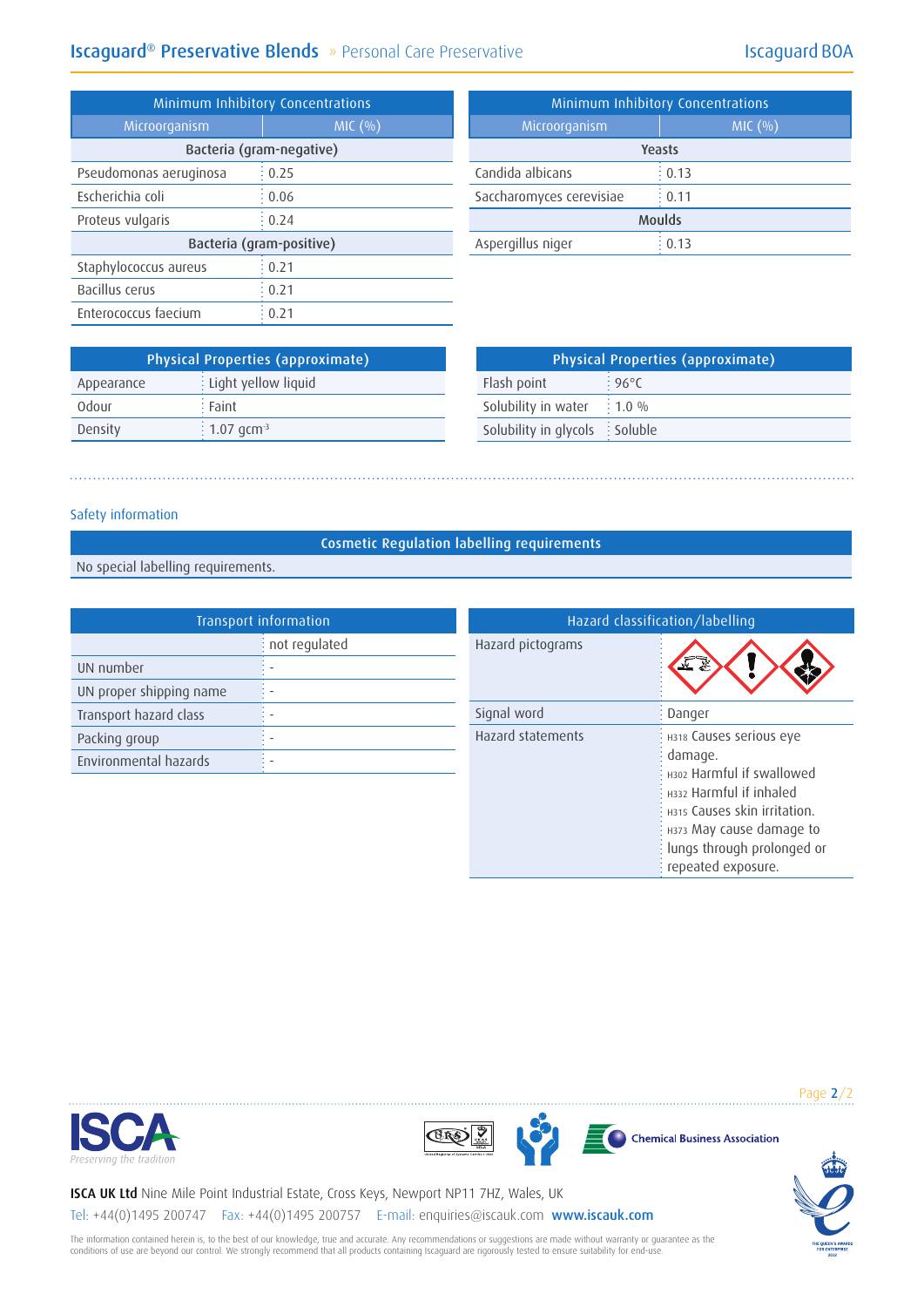| Minimum Inhibitory Concentrations | |
|---|---|
| Microorganism | MIC (%) |
| Bacteria (gram-negative) | |
| Pseudomonas aeruginosa | 0.25 |
| Escherichia coli | 0.06 |
| Proteus vulgaris | 0.24 |
| Bacteria (gram-positive) | |
| Staphylococcus aureus | 0.21 |
| Bacillus cerus | 0.21 |
| Enterococcus faecium | 0.21 |

| Minimum Inhibitory Concentrations | |
|---|---|
| Microorganism | MIC (%) |
| Yeasts | |
| Candida albicans | 0.13 |
| Saccharomyces cerevisiae | 0.11 |
| Moulds | |
| Aspergillus niger | 0.13 |

| Physical Properties (approximate) | |
|---|---|
| Appearance | Light yellow liquid |
| Odour | Faint |
| Density | 1.07 gcm$^{-3}$ |

| Physical Properties (approximate) | |
|---|---|
| Flash point | 96°C |
| Solubility in water | 1.0 % |
| Solubility in glycols | Soluble |

## Safety information

| Cosmetic Regulation labelling requirements |
|---|
| No special labelling requirements. |

| Transport information | |
|---|---|
| | not regulated |
| UN number | - |
| UN proper shipping name | - |
| Transport hazard class | - |
| Packing group | - |
| Environmental hazards | - |

| Hazard classification/labelling | |
|---|---|
| Hazard pictograms | |
| Signal word | Danger |
| Hazard statements | H318 Causes serious eye damage. H302 Harmful if swallowed H332 Harmful if inhaled H315 Causes skin irritation. H373 May cause damage to lungs through prolonged or repeated exposure. |

**ISCA UK Ltd** Nine Mile Point Industrial Estate, Cross Keys, Newport NP11 7HZ, Wales, UK

Tel: +44(0)1495 200747 Fax: +44(0)1495 200757 E-mail: enquiries@iscauk.com **www.iscauk.com**

The information contained herein is, to the best of our knowledge, true and accurate. Any recommendations or suggestions are made without warranty or guarantee as the conditions of use are beyond our control. We strongly recommend that all products containing Iscaguard are rigorously tested to ensure suitability for end-use.